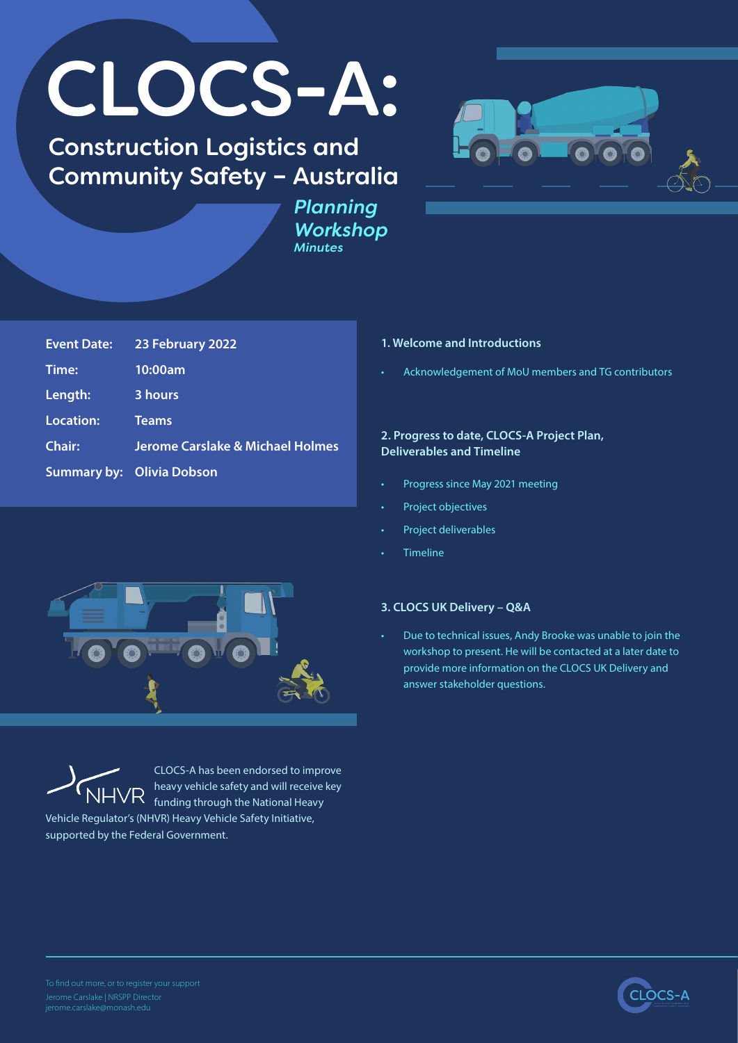# CLOCS-A:

## Construction Logistics and Community Safety – Australia

*Planning Workshop*
*Minutes*

| | |
|---|---|
| **Event Date:** | **23 February 2022** |
| **Time:** | **10:00am** |
| **Length:** | **3 hours** |
| **Location:** | **Teams** |
| **Chair:** | **Jerome Carslake & Michael Holmes** |
| **Summary by:** | **Olivia Dobson** |

### 1. Welcome and Introductions

- Acknowledgement of MoU members and TG contributors

### 2. Progress to date, CLOCS-A Project Plan, Deliverables and Timeline

- Progress since May 2021 meeting
- Project objectives
- Project deliverables
- Timeline

### 3. CLOCS UK Delivery – Q&A

- Due to technical issues, Andy Brooke was unable to join the workshop to present. He will be contacted at a later date to provide more information on the CLOCS UK Delivery and answer stakeholder questions.

NHVR

CLOCS-A has been endorsed to improve heavy vehicle safety and will receive key funding through the National Heavy Vehicle Regulator's (NHVR) Heavy Vehicle Safety Initiative, supported by the Federal Government.

To find out more, or to register your support
Jerome Carslake | NRSPP Director
jerome.carslake@monash.edu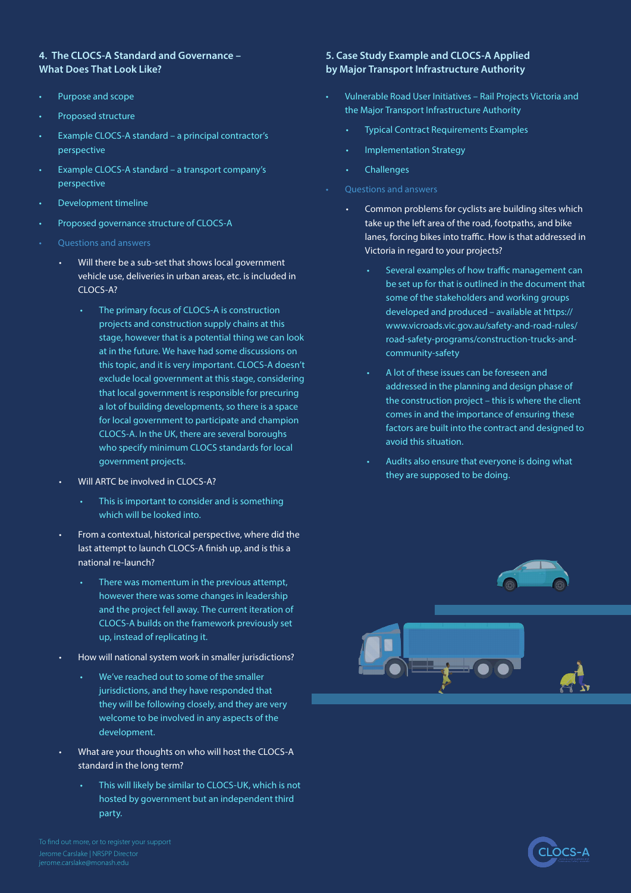## 4. The CLOCS-A Standard and Governance – What Does That Look Like?

- Purpose and scope
- Proposed structure
- Example CLOCS-A standard – a principal contractor's perspective
- Example CLOCS-A standard – a transport company's perspective
- Development timeline
- Proposed governance structure of CLOCS-A
- Questions and answers
  - Will there be a sub-set that shows local government vehicle use, deliveries in urban areas, etc. is included in CLOCS-A?
    - The primary focus of CLOCS-A is construction projects and construction supply chains at this stage, however that is a potential thing we can look at in the future. We have had some discussions on this topic, and it is very important. CLOCS-A doesn't exclude local government at this stage, considering that local government is responsible for precuring a lot of building developments, so there is a space for local government to participate and champion CLOCS-A. In the UK, there are several boroughs who specify minimum CLOCS standards for local government projects.
  - Will ARTC be involved in CLOCS-A?
    - This is important to consider and is something which will be looked into.
  - From a contextual, historical perspective, where did the last attempt to launch CLOCS-A finish up, and is this a national re-launch?
    - There was momentum in the previous attempt, however there was some changes in leadership and the project fell away. The current iteration of CLOCS-A builds on the framework previously set up, instead of replicating it.
  - How will national system work in smaller jurisdictions?
    - We've reached out to some of the smaller jurisdictions, and they have responded that they will be following closely, and they are very welcome to be involved in any aspects of the development.
  - What are your thoughts on who will host the CLOCS-A standard in the long term?
    - This will likely be similar to CLOCS-UK, which is not hosted by government but an independent third party.

## 5. Case Study Example and CLOCS-A Applied by Major Transport Infrastructure Authority

- Vulnerable Road User Initiatives – Rail Projects Victoria and the Major Transport Infrastructure Authority
  - Typical Contract Requirements Examples
  - Implementation Strategy
  - Challenges
- Questions and answers
  - Common problems for cyclists are building sites which take up the left area of the road, footpaths, and bike lanes, forcing bikes into traffic. How is that addressed in Victoria in regard to your projects?
    - Several examples of how traffic management can be set up for that is outlined in the document that some of the stakeholders and working groups developed and produced – available at https://www.vicroads.vic.gov.au/safety-and-road-rules/road-safety-programs/construction-trucks-and-community-safety
    - A lot of these issues can be foreseen and addressed in the planning and design phase of the construction project – this is where the client comes in and the importance of ensuring these factors are built into the contract and designed to avoid this situation.
    - Audits also ensure that everyone is doing what they are supposed to be doing.

To find out more, or to register your support
Jerome Carslake | NRSPP Director
jerome.carslake@monash.edu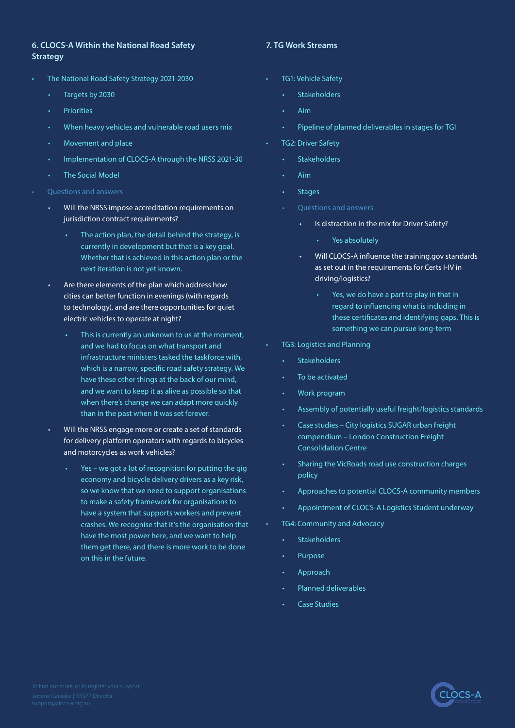## 6. CLOCS-A Within the National Road Safety Strategy

- The National Road Safety Strategy 2021-2030
  - Targets by 2030
  - Priorities
  - When heavy vehicles and vulnerable road users mix
  - Movement and place
  - Implementation of CLOCS-A through the NRSS 2021-30
  - The Social Model
- Questions and answers
  - Will the NRSS impose accreditation requirements on jurisdiction contract requirements?
    - The action plan, the detail behind the strategy, is currently in development but that is a key goal. Whether that is achieved in this action plan or the next iteration is not yet known.
  - Are there elements of the plan which address how cities can better function in evenings (with regards to technology), and are there opportunities for quiet electric vehicles to operate at night?
    - This is currently an unknown to us at the moment, and we had to focus on what transport and infrastructure ministers tasked the taskforce with, which is a narrow, specific road safety strategy. We have these other things at the back of our mind, and we want to keep it as alive as possible so that when there's change we can adapt more quickly than in the past when it was set forever.
  - Will the NRSS engage more or create a set of standards for delivery platform operators with regards to bicycles and motorcycles as work vehicles?
    - Yes – we got a lot of recognition for putting the gig economy and bicycle delivery drivers as a key risk, so we know that we need to support organisations to make a safety framework for organisations to have a system that supports workers and prevent crashes. We recognise that it's the organisation that have the most power here, and we want to help them get there, and there is more work to be done on this in the future.

## 7. TG Work Streams

- TG1: Vehicle Safety
  - Stakeholders
  - Aim
  - Pipeline of planned deliverables in stages for TG1
- TG2: Driver Safety
  - Stakeholders
  - Aim
  - Stages
  - Questions and answers
    - Is distraction in the mix for Driver Safety?
      - Yes absolutely
    - Will CLOCS-A influence the training.gov standards as set out in the requirements for Certs I-IV in driving/logistics?
      - Yes, we do have a part to play in that in regard to influencing what is including in these certificates and identifying gaps. This is something we can pursue long-term
- TG3: Logistics and Planning
  - Stakeholders
  - To be activated
  - Work program
  - Assembly of potentially useful freight/logistics standards
  - Case studies – City logistics SUGAR urban freight compendium – London Construction Freight Consolidation Centre
  - Sharing the VicRoads road use construction charges policy
  - Approaches to potential CLOCS-A community members
  - Appointment of CLOCS-A Logistics Student underway
- TG4: Community and Advocacy
  - Stakeholders
  - Purpose
  - Approach
  - Planned deliverables
  - Case Studies

To find out more, or to register your support
Jerome Carslake | NRSPP Director
support@clocs-a.org.au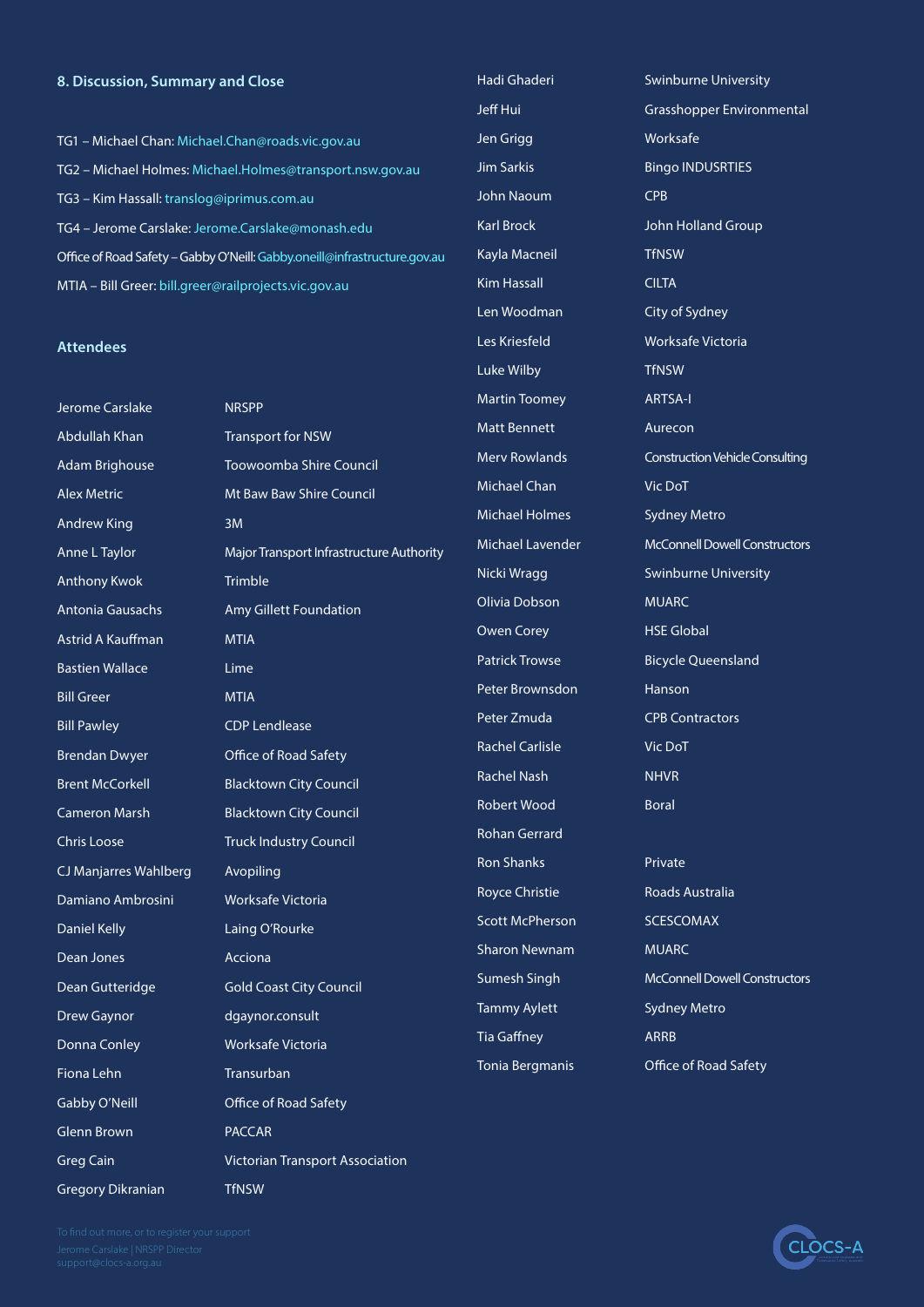## 8. Discussion, Summary and Close

TG1 – Michael Chan: Michael.Chan@roads.vic.gov.au

TG2 – Michael Holmes: Michael.Holmes@transport.nsw.gov.au

TG3 – Kim Hassall: translog@iprimus.com.au

TG4 – Jerome Carslake: Jerome.Carslake@monash.edu

Office of Road Safety – Gabby O'Neill: Gabby.oneill@infrastructure.gov.au

MTIA – Bill Greer: bill.greer@railprojects.vic.gov.au

## Attendees

| Name | Organisation |
|---|---|
| Jerome Carslake | NRSPP |
| Abdullah Khan | Transport for NSW |
| Adam Brighouse | Toowoomba Shire Council |
| Alex Metric | Mt Baw Baw Shire Council |
| Andrew King | 3M |
| Anne L Taylor | Major Transport Infrastructure Authority |
| Anthony Kwok | Trimble |
| Antonia Gausachs | Amy Gillett Foundation |
| Astrid A Kauffman | MTIA |
| Bastien Wallace | Lime |
| Bill Greer | MTIA |
| Bill Pawley | CDP Lendlease |
| Brendan Dwyer | Office of Road Safety |
| Brent McCorkell | Blacktown City Council |
| Cameron Marsh | Blacktown City Council |
| Chris Loose | Truck Industry Council |
| CJ Manjarres Wahlberg | Avopiling |
| Damiano Ambrosini | Worksafe Victoria |
| Daniel Kelly | Laing O'Rourke |
| Dean Jones | Acciona |
| Dean Gutteridge | Gold Coast City Council |
| Drew Gaynor | dgaynor.consult |
| Donna Conley | Worksafe Victoria |
| Fiona Lehn | Transurban |
| Gabby O'Neill | Office of Road Safety |
| Glenn Brown | PACCAR |
| Greg Cain | Victorian Transport Association |
| Gregory Dikranian | TfNSW |
| Hadi Ghaderi | Swinburne University |
| Jeff Hui | Grasshopper Environmental |
| Jen Grigg | Worksafe |
| Jim Sarkis | Bingo INDUSRTIES |
| John Naoum | CPB |
| Karl Brock | John Holland Group |
| Kayla Macneil | TfNSW |
| Kim Hassall | CILTA |
| Len Woodman | City of Sydney |
| Les Kriesfeld | Worksafe Victoria |
| Luke Wilby | TfNSW |
| Martin Toomey | ARTSA-I |
| Matt Bennett | Aurecon |
| Merv Rowlands | Construction Vehicle Consulting |
| Michael Chan | Vic DoT |
| Michael Holmes | Sydney Metro |
| Michael Lavender | McConnell Dowell Constructors |
| Nicki Wragg | Swinburne University |
| Olivia Dobson | MUARC |
| Owen Corey | HSE Global |
| Patrick Trowse | Bicycle Queensland |
| Peter Brownsdon | Hanson |
| Peter Zmuda | CPB Contractors |
| Rachel Carlisle | Vic DoT |
| Rachel Nash | NHVR |
| Robert Wood | Boral |
| Rohan Gerrard | |
| Ron Shanks | Private |
| Royce Christie | Roads Australia |
| Scott McPherson | SCESCOMAX |
| Sharon Newnam | MUARC |
| Sumesh Singh | McConnell Dowell Constructors |
| Tammy Aylett | Sydney Metro |
| Tia Gaffney | ARRB |
| Tonia Bergmanis | Office of Road Safety |

To find out more, or to register your support
Jerome Carslake | NRSPP Director
support@clocs-a.org.au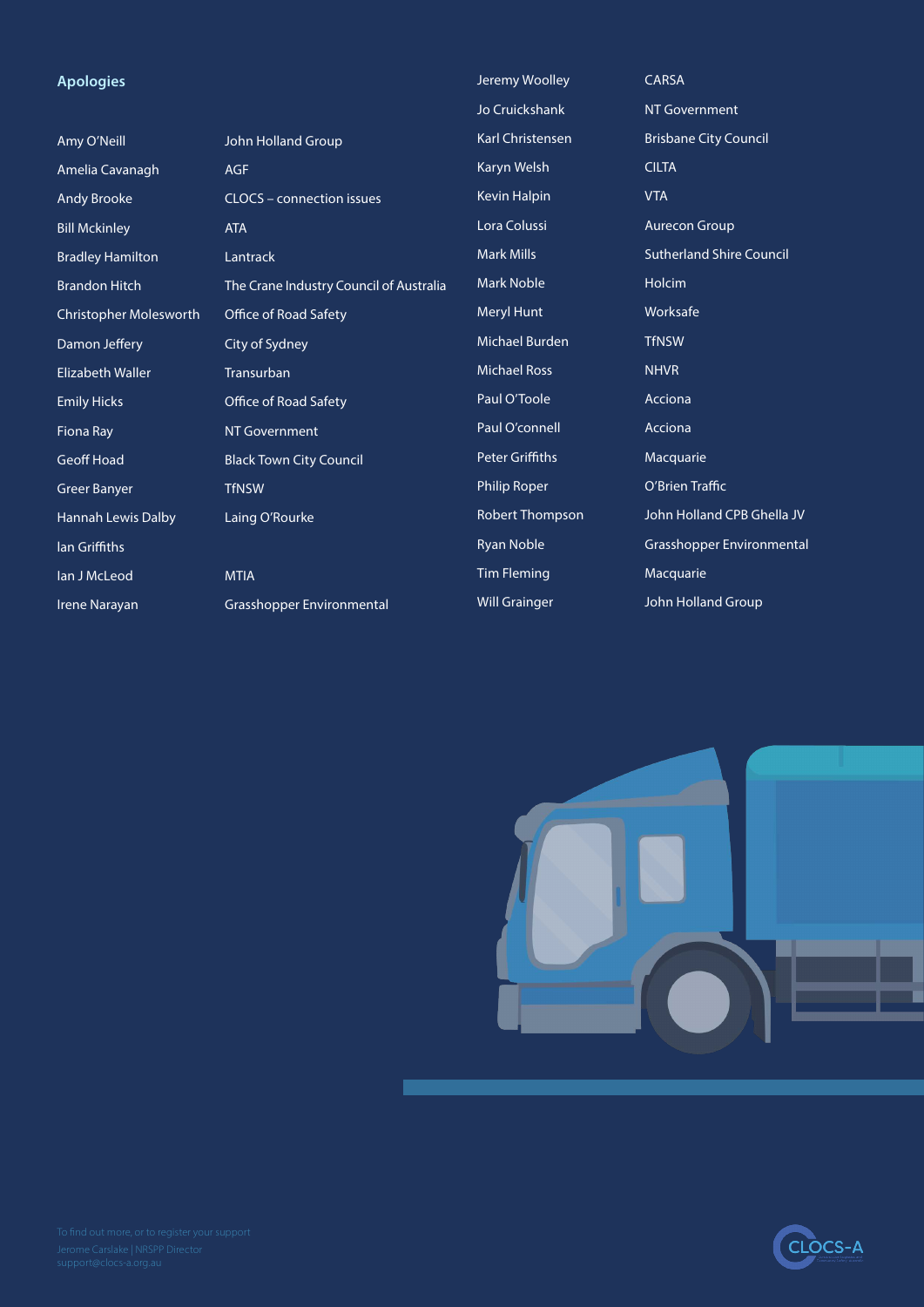## Apologies

| | |
|---|---|
| Amy O'Neill | John Holland Group |
| Amelia Cavanagh | AGF |
| Andy Brooke | CLOCS – connection issues |
| Bill Mckinley | ATA |
| Bradley Hamilton | Lantrack |
| Brandon Hitch | The Crane Industry Council of Australia |
| Christopher Molesworth | Office of Road Safety |
| Damon Jeffery | City of Sydney |
| Elizabeth Waller | Transurban |
| Emily Hicks | Office of Road Safety |
| Fiona Ray | NT Government |
| Geoff Hoad | Black Town City Council |
| Greer Banyer | TfNSW |
| Hannah Lewis Dalby | Laing O'Rourke |
| Ian Griffiths | |
| Ian J McLeod | MTIA |
| Irene Narayan | Grasshopper Environmental |
| Jeremy Woolley | CARSA |
| Jo Cruickshank | NT Government |
| Karl Christensen | Brisbane City Council |
| Karyn Welsh | CILTA |
| Kevin Halpin | VTA |
| Lora Colussi | Aurecon Group |
| Mark Mills | Sutherland Shire Council |
| Mark Noble | Holcim |
| Meryl Hunt | Worksafe |
| Michael Burden | TfNSW |
| Michael Ross | NHVR |
| Paul O'Toole | Acciona |
| Paul O'connell | Acciona |
| Peter Griffiths | Macquarie |
| Philip Roper | O'Brien Traffic |
| Robert Thompson | John Holland CPB Ghella JV |
| Ryan Noble | Grasshopper Environmental |
| Tim Fleming | Macquarie |
| Will Grainger | John Holland Group |

To find out more, or to register your support
Jerome Carslake | NRSPP Director
support@clocs-a.org.au

CLOCS-A